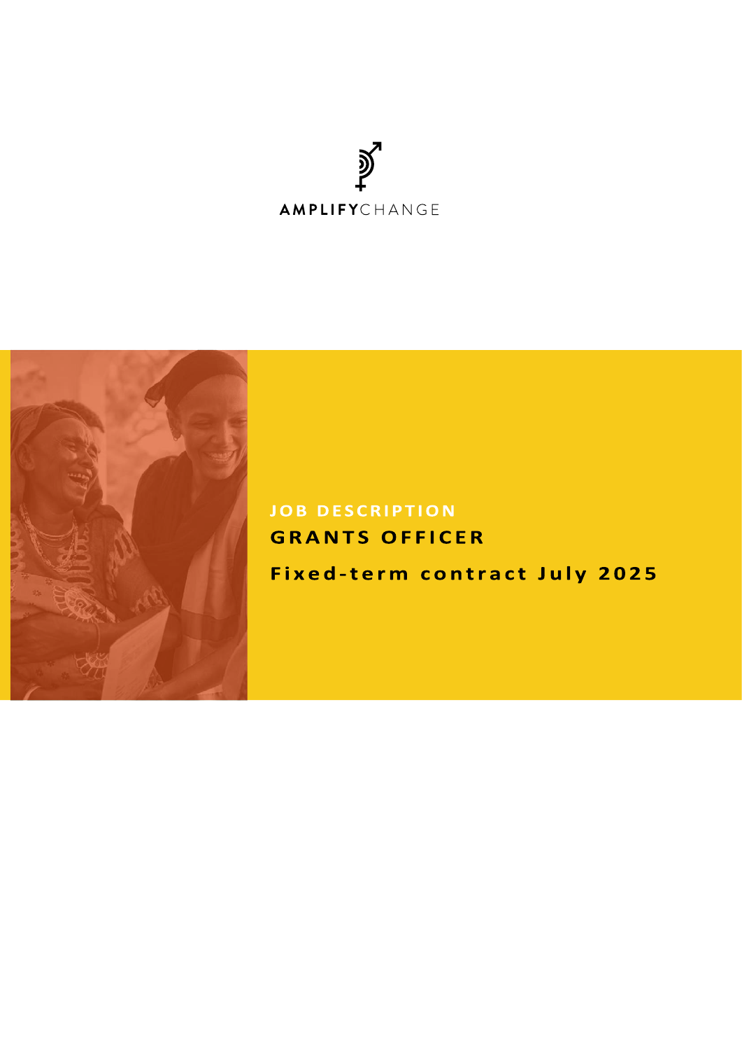AMPLIFYCHANGE

# JOB DESCRIPTION

## GRANTS OFFICER

### Fixed-term contract July 2025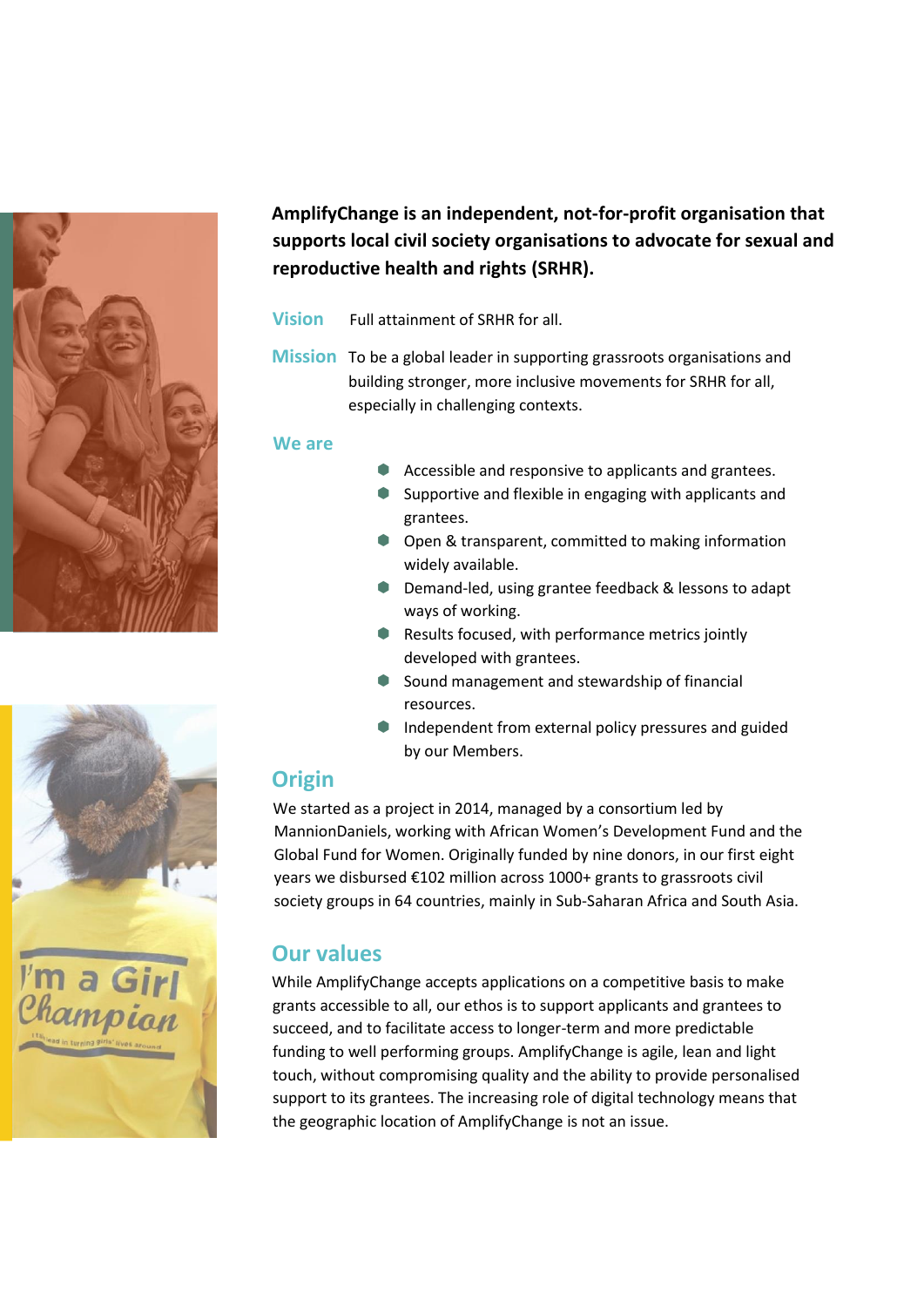**AmplifyChange is an independent, not-for-profit organisation that supports local civil society organisations to advocate for sexual and reproductive health and rights (SRHR).**

## Vision

Full attainment of SRHR for all.

## Mission

To be a global leader in supporting grassroots organisations and building stronger, more inclusive movements for SRHR for all, especially in challenging contexts.

## We are

- Accessible and responsive to applicants and grantees.
- Supportive and flexible in engaging with applicants and grantees.
- Open & transparent, committed to making information widely available.
- Demand-led, using grantee feedback & lessons to adapt ways of working.
- Results focused, with performance metrics jointly developed with grantees.
- Sound management and stewardship of financial resources.
- Independent from external policy pressures and guided by our Members.

## Origin

We started as a project in 2014, managed by a consortium led by MannionDaniels, working with African Women's Development Fund and the Global Fund for Women. Originally funded by nine donors, in our first eight years we disbursed €102 million across 1000+ grants to grassroots civil society groups in 64 countries, mainly in Sub-Saharan Africa and South Asia.

## Our values

While AmplifyChange accepts applications on a competitive basis to make grants accessible to all, our ethos is to support applicants and grantees to succeed, and to facilitate access to longer-term and more predictable funding to well performing groups. AmplifyChange is agile, lean and light touch, without compromising quality and the ability to provide personalised support to its grantees. The increasing role of digital technology means that the geographic location of AmplifyChange is not an issue.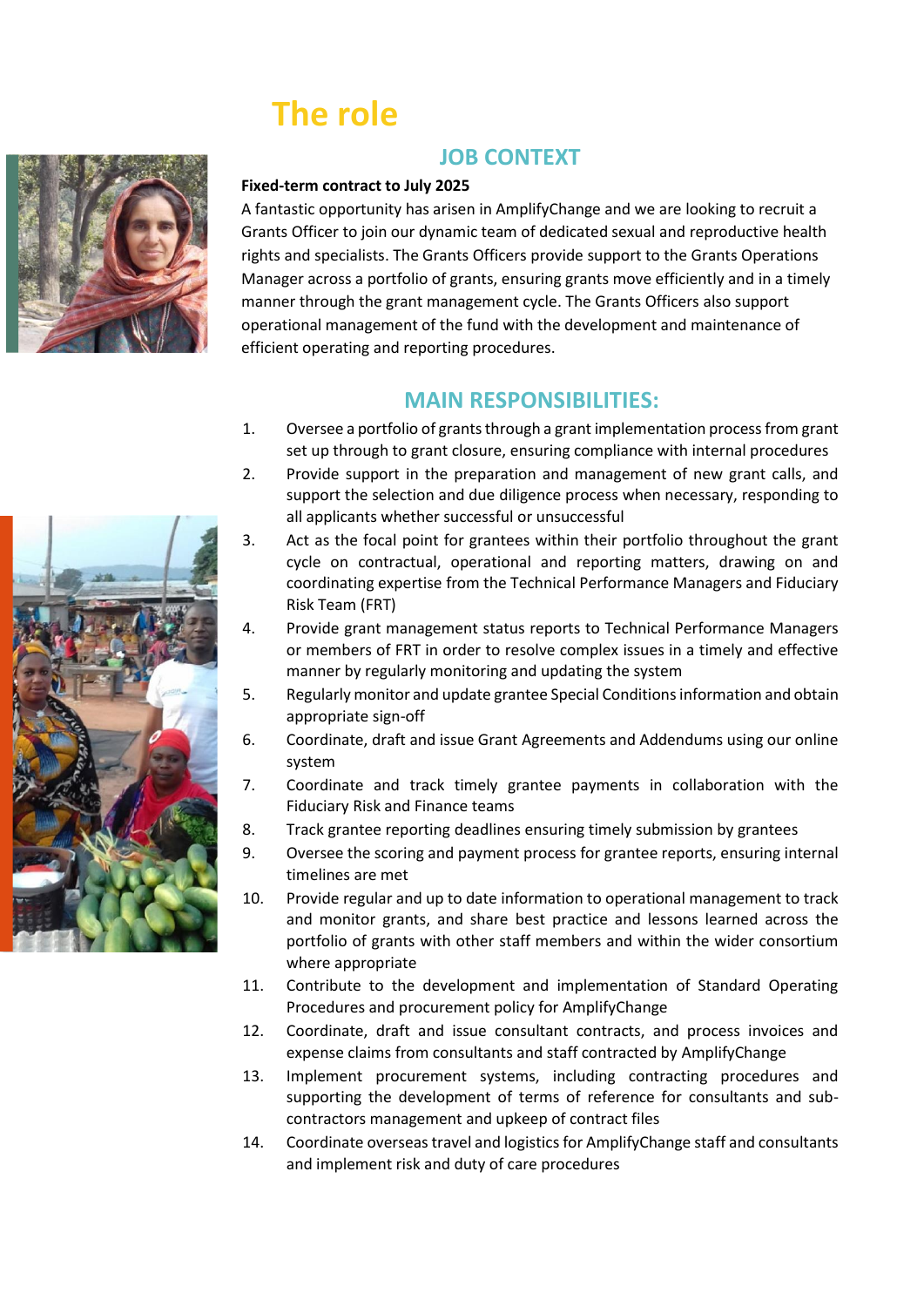# The role

## JOB CONTEXT

**Fixed-term contract to July 2025**

A fantastic opportunity has arisen in AmplifyChange and we are looking to recruit a Grants Officer to join our dynamic team of dedicated sexual and reproductive health rights and specialists. The Grants Officers provide support to the Grants Operations Manager across a portfolio of grants, ensuring grants move efficiently and in a timely manner through the grant management cycle. The Grants Officers also support operational management of the fund with the development and maintenance of efficient operating and reporting procedures.

## MAIN RESPONSIBILITIES:

1. Oversee a portfolio of grants through a grant implementation process from grant set up through to grant closure, ensuring compliance with internal procedures
2. Provide support in the preparation and management of new grant calls, and support the selection and due diligence process when necessary, responding to all applicants whether successful or unsuccessful
3. Act as the focal point for grantees within their portfolio throughout the grant cycle on contractual, operational and reporting matters, drawing on and coordinating expertise from the Technical Performance Managers and Fiduciary Risk Team (FRT)
4. Provide grant management status reports to Technical Performance Managers or members of FRT in order to resolve complex issues in a timely and effective manner by regularly monitoring and updating the system
5. Regularly monitor and update grantee Special Conditions information and obtain appropriate sign-off
6. Coordinate, draft and issue Grant Agreements and Addendums using our online system
7. Coordinate and track timely grantee payments in collaboration with the Fiduciary Risk and Finance teams
8. Track grantee reporting deadlines ensuring timely submission by grantees
9. Oversee the scoring and payment process for grantee reports, ensuring internal timelines are met
10. Provide regular and up to date information to operational management to track and monitor grants, and share best practice and lessons learned across the portfolio of grants with other staff members and within the wider consortium where appropriate
11. Contribute to the development and implementation of Standard Operating Procedures and procurement policy for AmplifyChange
12. Coordinate, draft and issue consultant contracts, and process invoices and expense claims from consultants and staff contracted by AmplifyChange
13. Implement procurement systems, including contracting procedures and supporting the development of terms of reference for consultants and sub-contractors management and upkeep of contract files
14. Coordinate overseas travel and logistics for AmplifyChange staff and consultants and implement risk and duty of care procedures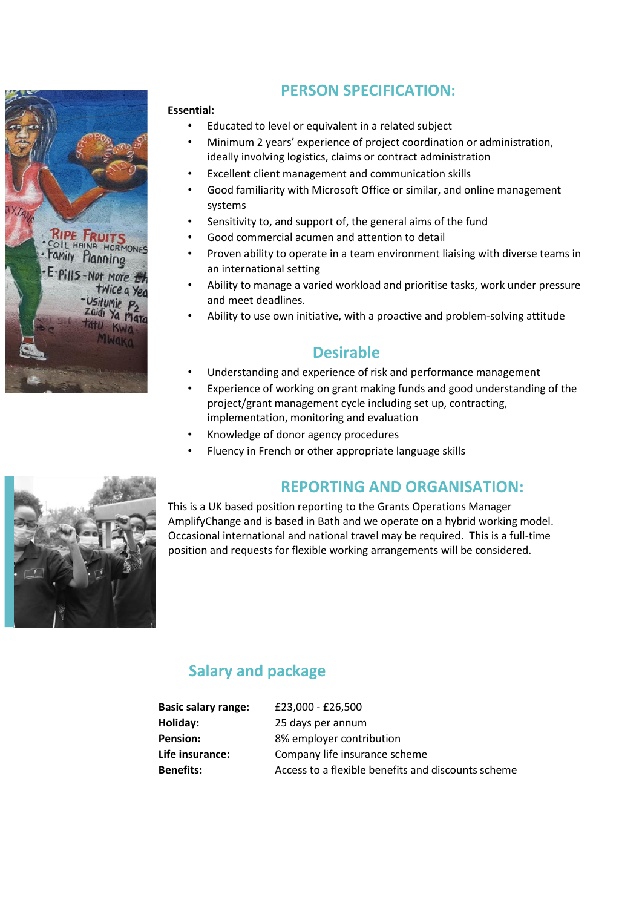## PERSON SPECIFICATION:

**Essential:**

- Educated to level or equivalent in a related subject
- Minimum 2 years' experience of project coordination or administration, ideally involving logistics, claims or contract administration
- Excellent client management and communication skills
- Good familiarity with Microsoft Office or similar, and online management systems
- Sensitivity to, and support of, the general aims of the fund
- Good commercial acumen and attention to detail
- Proven ability to operate in a team environment liaising with diverse teams in an international setting
- Ability to manage a varied workload and prioritise tasks, work under pressure and meet deadlines.
- Ability to use own initiative, with a proactive and problem-solving attitude

## Desirable

- Understanding and experience of risk and performance management
- Experience of working on grant making funds and good understanding of the project/grant management cycle including set up, contracting, implementation, monitoring and evaluation
- Knowledge of donor agency procedures
- Fluency in French or other appropriate language skills

## REPORTING AND ORGANISATION:

This is a UK based position reporting to the Grants Operations Manager AmplifyChange and is based in Bath and we operate on a hybrid working model. Occasional international and national travel may be required. This is a full-time position and requests for flexible working arrangements will be considered.

## Salary and package

| | |
|---|---|
| **Basic salary range:** | £23,000 - £26,500 |
| **Holiday:** | 25 days per annum |
| **Pension:** | 8% employer contribution |
| **Life insurance:** | Company life insurance scheme |
| **Benefits:** | Access to a flexible benefits and discounts scheme |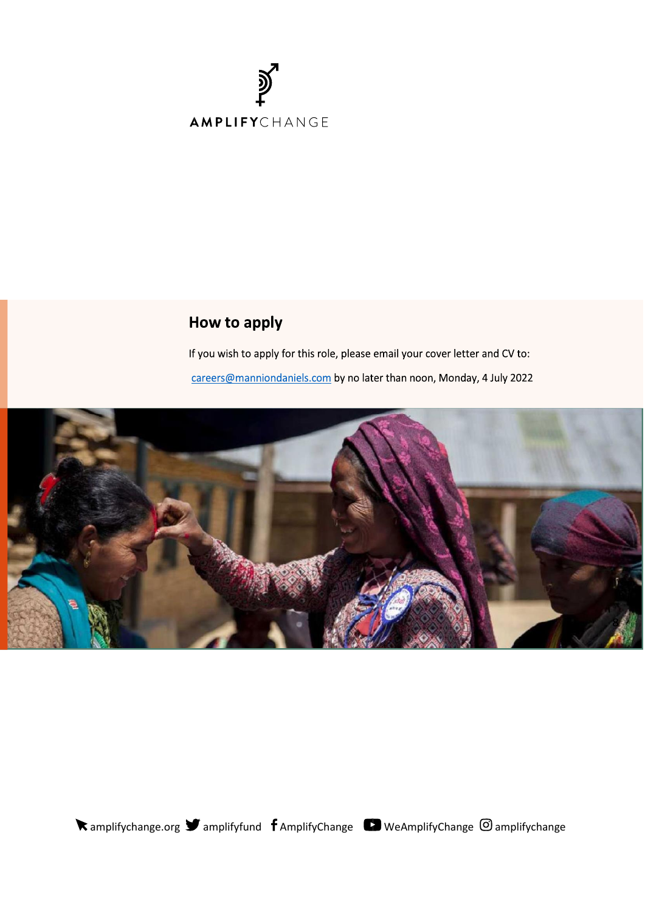AMPLIFYCHANGE

## How to apply

If you wish to apply for this role, please email your cover letter and CV to:

careers@manniondaniels.com by no later than noon, Monday, 4 July 2022

amplifychange.org amplifyfund AmplifyChange WeAmplifyChange amplifychange